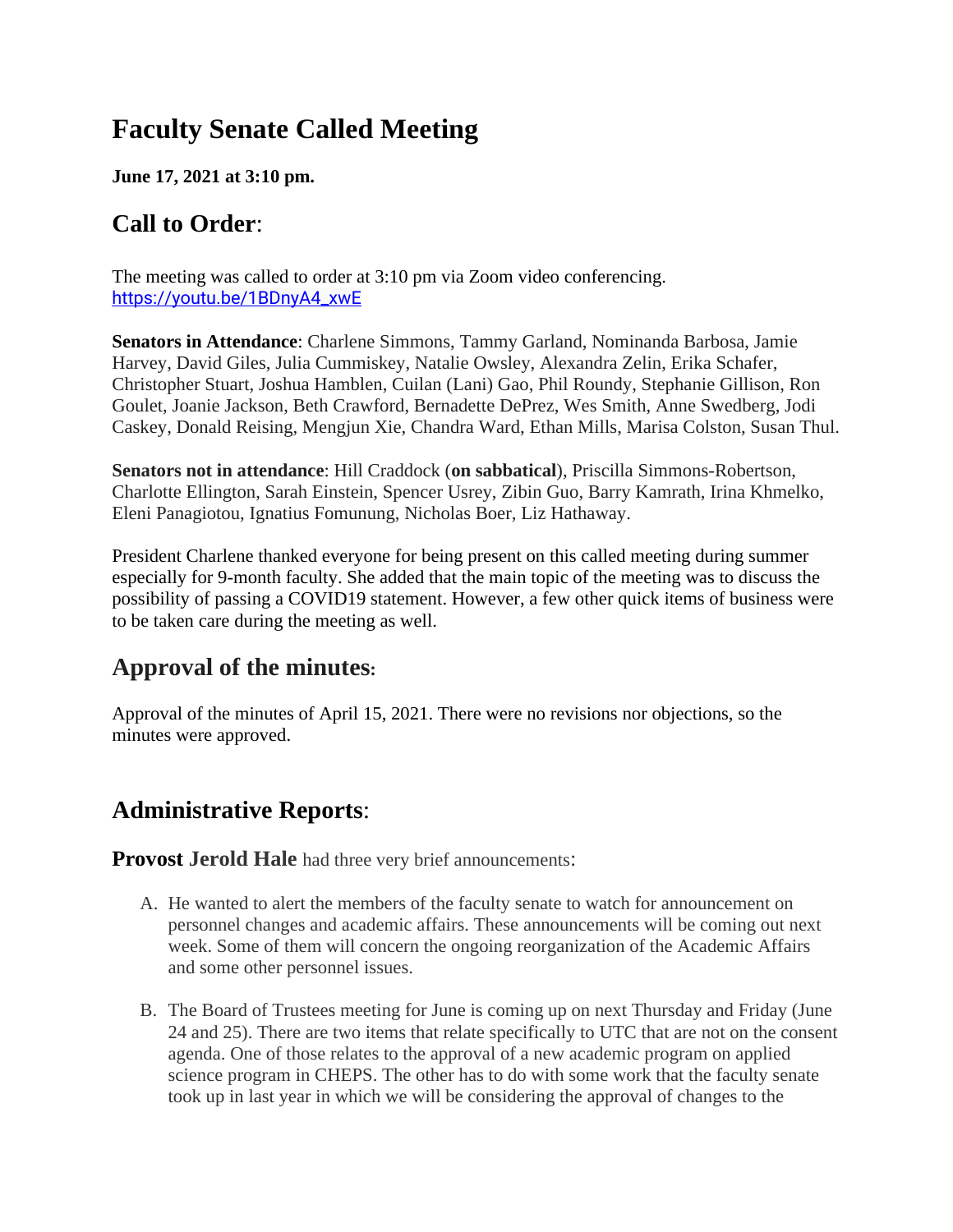# Faculty Senate Called Meeting

**June 17, 2021 at 3:10 pm.**

## Call to Order:

The meeting was called to order at 3:10 pm via Zoom video conferencing.
https://youtu.be/1BDnyA4_xwE

**Senators in Attendance**: Charlene Simmons, Tammy Garland, Nominanda Barbosa, Jamie Harvey, David Giles, Julia Cummiskey, Natalie Owsley, Alexandra Zelin, Erika Schafer, Christopher Stuart, Joshua Hamblen, Cuilan (Lani) Gao, Phil Roundy, Stephanie Gillison, Ron Goulet, Joanie Jackson, Beth Crawford, Bernadette DePrez, Wes Smith, Anne Swedberg, Jodi Caskey, Donald Reising, Mengjun Xie, Chandra Ward, Ethan Mills, Marisa Colston, Susan Thul.

**Senators not in attendance**: Hill Craddock (**on sabbatical**), Priscilla Simmons-Robertson, Charlotte Ellington, Sarah Einstein, Spencer Usrey, Zibin Guo, Barry Kamrath, Irina Khmelko, Eleni Panagiotou, Ignatius Fomunung, Nicholas Boer, Liz Hathaway.

President Charlene thanked everyone for being present on this called meeting during summer especially for 9-month faculty. She added that the main topic of the meeting was to discuss the possibility of passing a COVID19 statement. However, a few other quick items of business were to be taken care during the meeting as well.

## Approval of the minutes:

Approval of the minutes of April 15, 2021. There were no revisions nor objections, so the minutes were approved.

## Administrative Reports:

**Provost Jerold Hale** had three very brief announcements:

A. He wanted to alert the members of the faculty senate to watch for announcement on personnel changes and academic affairs. These announcements will be coming out next week. Some of them will concern the ongoing reorganization of the Academic Affairs and some other personnel issues.

B. The Board of Trustees meeting for June is coming up on next Thursday and Friday (June 24 and 25). There are two items that relate specifically to UTC that are not on the consent agenda. One of those relates to the approval of a new academic program on applied science program in CHEPS. The other has to do with some work that the faculty senate took up in last year in which we will be considering the approval of changes to the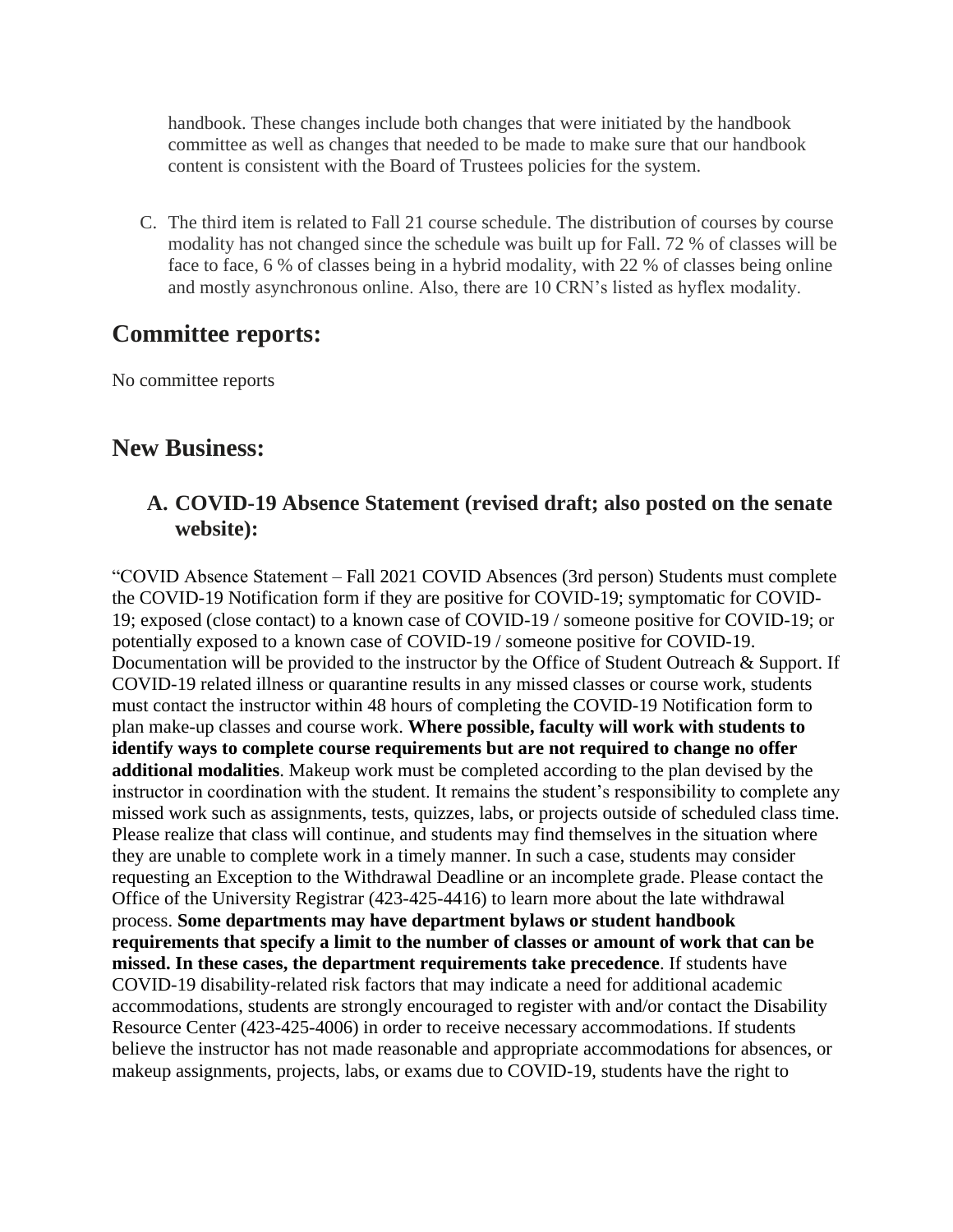handbook. These changes include both changes that were initiated by the handbook committee as well as changes that needed to be made to make sure that our handbook content is consistent with the Board of Trustees policies for the system.

C. The third item is related to Fall 21 course schedule. The distribution of courses by course modality has not changed since the schedule was built up for Fall. 72 % of classes will be face to face, 6 % of classes being in a hybrid modality, with 22 % of classes being online and mostly asynchronous online. Also, there are 10 CRN's listed as hyflex modality.

## Committee reports:

No committee reports

## New Business:

### A. COVID-19 Absence Statement (revised draft; also posted on the senate website):

"COVID Absence Statement – Fall 2021 COVID Absences (3rd person) Students must complete the COVID-19 Notification form if they are positive for COVID-19; symptomatic for COVID-19; exposed (close contact) to a known case of COVID-19 / someone positive for COVID-19; or potentially exposed to a known case of COVID-19 / someone positive for COVID-19. Documentation will be provided to the instructor by the Office of Student Outreach & Support. If COVID-19 related illness or quarantine results in any missed classes or course work, students must contact the instructor within 48 hours of completing the COVID-19 Notification form to plan make-up classes and course work. **Where possible, faculty will work with students to identify ways to complete course requirements but are not required to change no offer additional modalities**. Makeup work must be completed according to the plan devised by the instructor in coordination with the student. It remains the student's responsibility to complete any missed work such as assignments, tests, quizzes, labs, or projects outside of scheduled class time. Please realize that class will continue, and students may find themselves in the situation where they are unable to complete work in a timely manner. In such a case, students may consider requesting an Exception to the Withdrawal Deadline or an incomplete grade. Please contact the Office of the University Registrar (423-425-4416) to learn more about the late withdrawal process. **Some departments may have department bylaws or student handbook requirements that specify a limit to the number of classes or amount of work that can be missed. In these cases, the department requirements take precedence**. If students have COVID-19 disability-related risk factors that may indicate a need for additional academic accommodations, students are strongly encouraged to register with and/or contact the Disability Resource Center (423-425-4006) in order to receive necessary accommodations. If students believe the instructor has not made reasonable and appropriate accommodations for absences, or makeup assignments, projects, labs, or exams due to COVID-19, students have the right to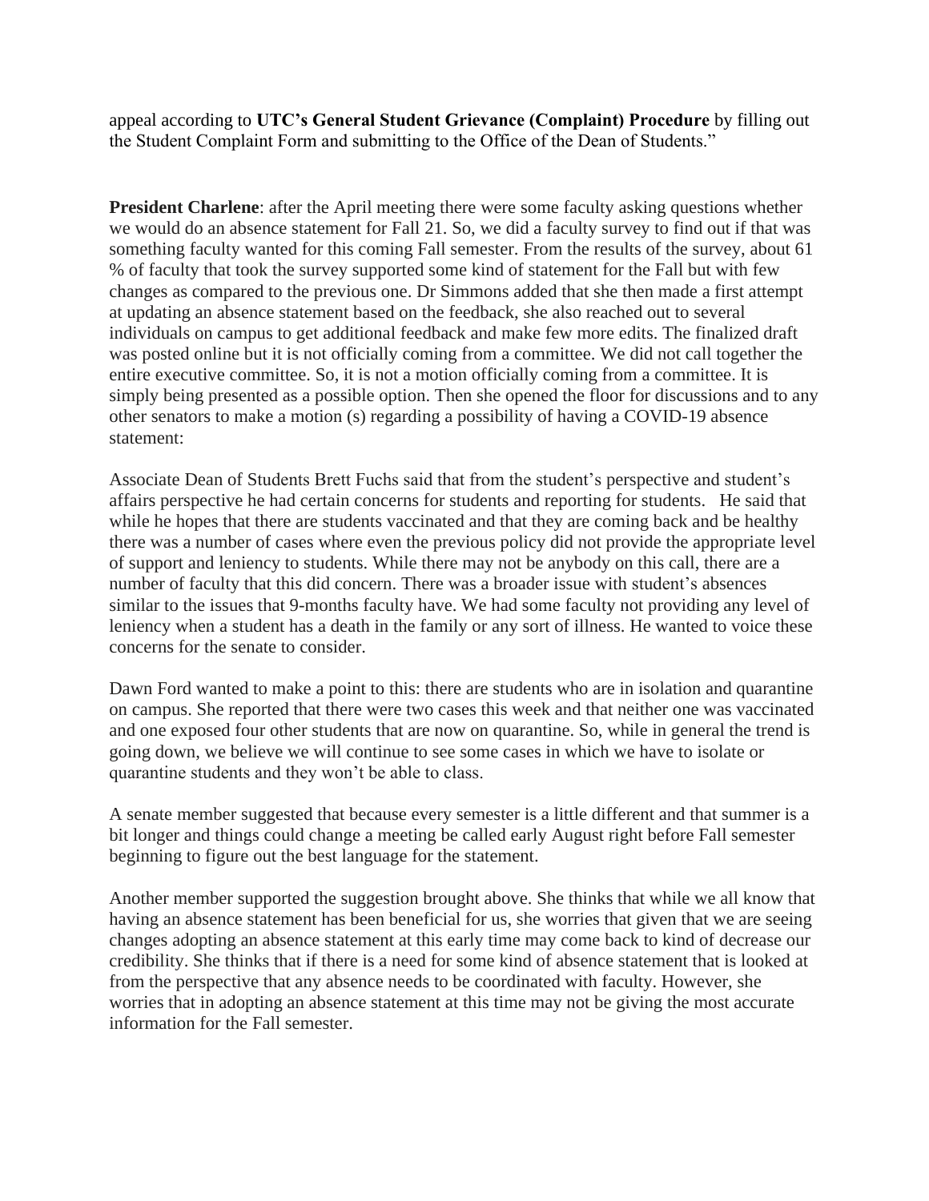appeal according to **UTC's General Student Grievance (Complaint) Procedure** by filling out the Student Complaint Form and submitting to the Office of the Dean of Students."

**President Charlene**: after the April meeting there were some faculty asking questions whether we would do an absence statement for Fall 21. So, we did a faculty survey to find out if that was something faculty wanted for this coming Fall semester. From the results of the survey, about 61 % of faculty that took the survey supported some kind of statement for the Fall but with few changes as compared to the previous one. Dr Simmons added that she then made a first attempt at updating an absence statement based on the feedback, she also reached out to several individuals on campus to get additional feedback and make few more edits. The finalized draft was posted online but it is not officially coming from a committee. We did not call together the entire executive committee. So, it is not a motion officially coming from a committee. It is simply being presented as a possible option. Then she opened the floor for discussions and to any other senators to make a motion (s) regarding a possibility of having a COVID-19 absence statement:

Associate Dean of Students Brett Fuchs said that from the student's perspective and student's affairs perspective he had certain concerns for students and reporting for students. He said that while he hopes that there are students vaccinated and that they are coming back and be healthy there was a number of cases where even the previous policy did not provide the appropriate level of support and leniency to students. While there may not be anybody on this call, there are a number of faculty that this did concern. There was a broader issue with student's absences similar to the issues that 9-months faculty have. We had some faculty not providing any level of leniency when a student has a death in the family or any sort of illness. He wanted to voice these concerns for the senate to consider.

Dawn Ford wanted to make a point to this: there are students who are in isolation and quarantine on campus. She reported that there were two cases this week and that neither one was vaccinated and one exposed four other students that are now on quarantine. So, while in general the trend is going down, we believe we will continue to see some cases in which we have to isolate or quarantine students and they won't be able to class.

A senate member suggested that because every semester is a little different and that summer is a bit longer and things could change a meeting be called early August right before Fall semester beginning to figure out the best language for the statement.

Another member supported the suggestion brought above. She thinks that while we all know that having an absence statement has been beneficial for us, she worries that given that we are seeing changes adopting an absence statement at this early time may come back to kind of decrease our credibility. She thinks that if there is a need for some kind of absence statement that is looked at from the perspective that any absence needs to be coordinated with faculty. However, she worries that in adopting an absence statement at this time may not be giving the most accurate information for the Fall semester.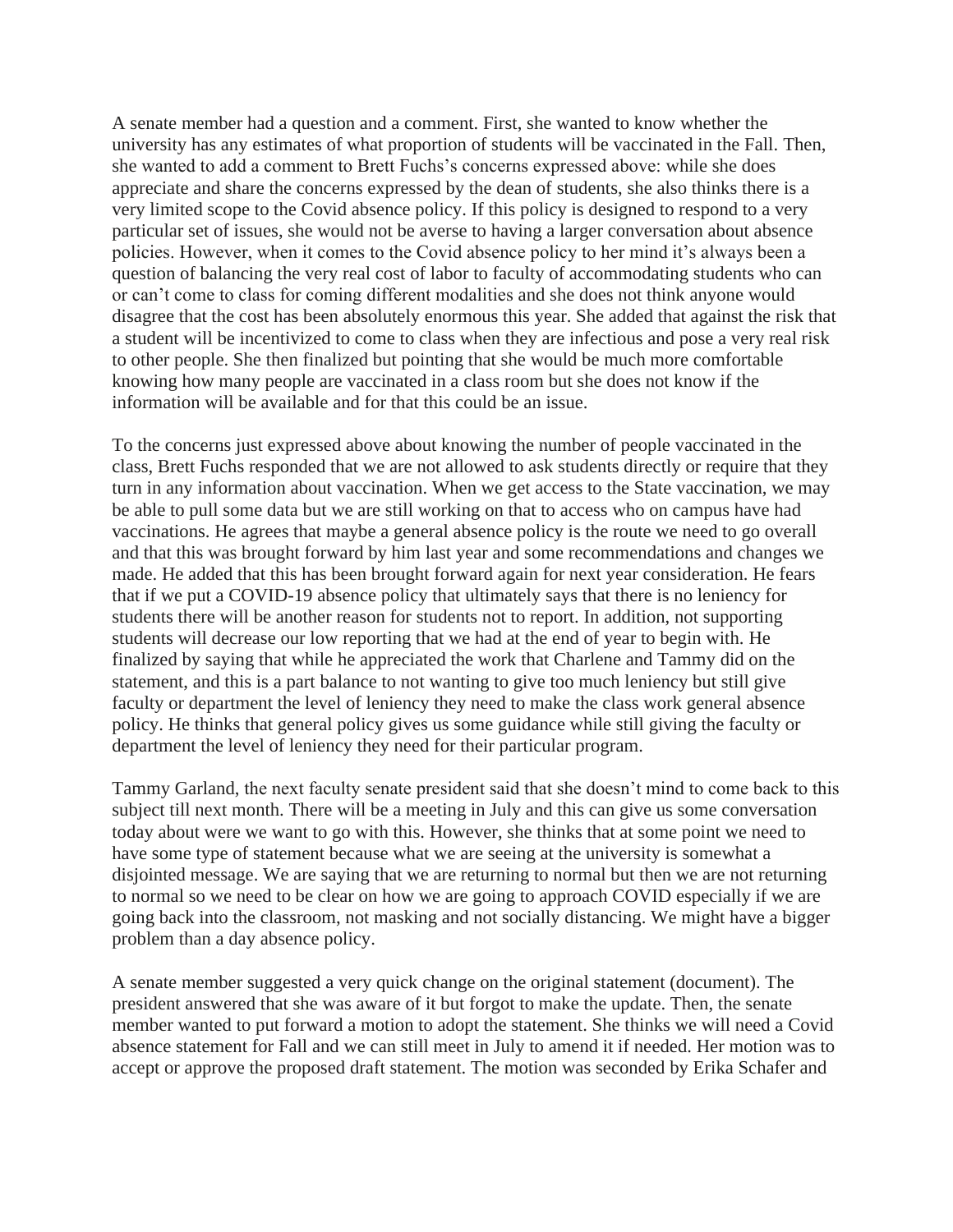A senate member had a question and a comment. First, she wanted to know whether the university has any estimates of what proportion of students will be vaccinated in the Fall. Then, she wanted to add a comment to Brett Fuchs's concerns expressed above: while she does appreciate and share the concerns expressed by the dean of students, she also thinks there is a very limited scope to the Covid absence policy. If this policy is designed to respond to a very particular set of issues, she would not be averse to having a larger conversation about absence policies. However, when it comes to the Covid absence policy to her mind it's always been a question of balancing the very real cost of labor to faculty of accommodating students who can or can't come to class for coming different modalities and she does not think anyone would disagree that the cost has been absolutely enormous this year. She added that against the risk that a student will be incentivized to come to class when they are infectious and pose a very real risk to other people. She then finalized but pointing that she would be much more comfortable knowing how many people are vaccinated in a class room but she does not know if the information will be available and for that this could be an issue.

To the concerns just expressed above about knowing the number of people vaccinated in the class, Brett Fuchs responded that we are not allowed to ask students directly or require that they turn in any information about vaccination. When we get access to the State vaccination, we may be able to pull some data but we are still working on that to access who on campus have had vaccinations. He agrees that maybe a general absence policy is the route we need to go overall and that this was brought forward by him last year and some recommendations and changes we made. He added that this has been brought forward again for next year consideration. He fears that if we put a COVID-19 absence policy that ultimately says that there is no leniency for students there will be another reason for students not to report. In addition, not supporting students will decrease our low reporting that we had at the end of year to begin with. He finalized by saying that while he appreciated the work that Charlene and Tammy did on the statement, and this is a part balance to not wanting to give too much leniency but still give faculty or department the level of leniency they need to make the class work general absence policy. He thinks that general policy gives us some guidance while still giving the faculty or department the level of leniency they need for their particular program.

Tammy Garland, the next faculty senate president said that she doesn't mind to come back to this subject till next month. There will be a meeting in July and this can give us some conversation today about were we want to go with this. However, she thinks that at some point we need to have some type of statement because what we are seeing at the university is somewhat a disjointed message. We are saying that we are returning to normal but then we are not returning to normal so we need to be clear on how we are going to approach COVID especially if we are going back into the classroom, not masking and not socially distancing. We might have a bigger problem than a day absence policy.

A senate member suggested a very quick change on the original statement (document). The president answered that she was aware of it but forgot to make the update. Then, the senate member wanted to put forward a motion to adopt the statement. She thinks we will need a Covid absence statement for Fall and we can still meet in July to amend it if needed. Her motion was to accept or approve the proposed draft statement. The motion was seconded by Erika Schafer and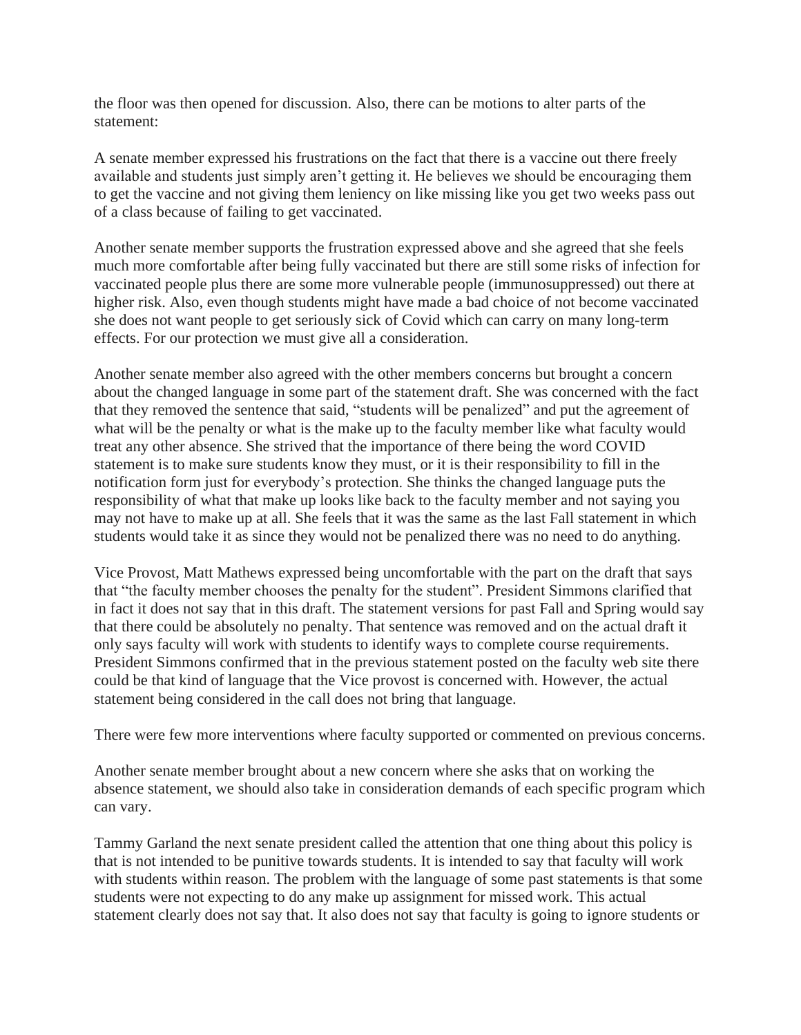the floor was then opened for discussion. Also, there can be motions to alter parts of the statement:

A senate member expressed his frustrations on the fact that there is a vaccine out there freely available and students just simply aren't getting it. He believes we should be encouraging them to get the vaccine and not giving them leniency on like missing like you get two weeks pass out of a class because of failing to get vaccinated.

Another senate member supports the frustration expressed above and she agreed that she feels much more comfortable after being fully vaccinated but there are still some risks of infection for vaccinated people plus there are some more vulnerable people (immunosuppressed) out there at higher risk. Also, even though students might have made a bad choice of not become vaccinated she does not want people to get seriously sick of Covid which can carry on many long-term effects. For our protection we must give all a consideration.

Another senate member also agreed with the other members concerns but brought a concern about the changed language in some part of the statement draft. She was concerned with the fact that they removed the sentence that said, "students will be penalized" and put the agreement of what will be the penalty or what is the make up to the faculty member like what faculty would treat any other absence. She strived that the importance of there being the word COVID statement is to make sure students know they must, or it is their responsibility to fill in the notification form just for everybody's protection. She thinks the changed language puts the responsibility of what that make up looks like back to the faculty member and not saying you may not have to make up at all. She feels that it was the same as the last Fall statement in which students would take it as since they would not be penalized there was no need to do anything.

Vice Provost, Matt Mathews expressed being uncomfortable with the part on the draft that says that "the faculty member chooses the penalty for the student". President Simmons clarified that in fact it does not say that in this draft. The statement versions for past Fall and Spring would say that there could be absolutely no penalty. That sentence was removed and on the actual draft it only says faculty will work with students to identify ways to complete course requirements. President Simmons confirmed that in the previous statement posted on the faculty web site there could be that kind of language that the Vice provost is concerned with. However, the actual statement being considered in the call does not bring that language.

There were few more interventions where faculty supported or commented on previous concerns.

Another senate member brought about a new concern where she asks that on working the absence statement, we should also take in consideration demands of each specific program which can vary.

Tammy Garland the next senate president called the attention that one thing about this policy is that is not intended to be punitive towards students. It is intended to say that faculty will work with students within reason. The problem with the language of some past statements is that some students were not expecting to do any make up assignment for missed work. This actual statement clearly does not say that. It also does not say that faculty is going to ignore students or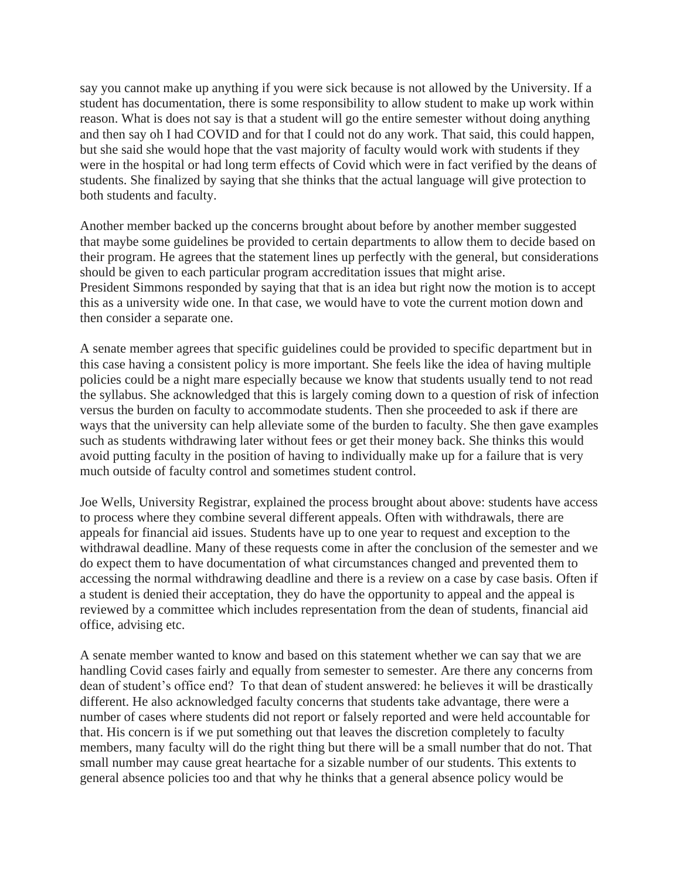say you cannot make up anything if you were sick because is not allowed by the University. If a student has documentation, there is some responsibility to allow student to make up work within reason. What is does not say is that a student will go the entire semester without doing anything and then say oh I had COVID and for that I could not do any work. That said, this could happen, but she said she would hope that the vast majority of faculty would work with students if they were in the hospital or had long term effects of Covid which were in fact verified by the deans of students. She finalized by saying that she thinks that the actual language will give protection to both students and faculty.

Another member backed up the concerns brought about before by another member suggested that maybe some guidelines be provided to certain departments to allow them to decide based on their program. He agrees that the statement lines up perfectly with the general, but considerations should be given to each particular program accreditation issues that might arise.
President Simmons responded by saying that that is an idea but right now the motion is to accept this as a university wide one. In that case, we would have to vote the current motion down and then consider a separate one.

A senate member agrees that specific guidelines could be provided to specific department but in this case having a consistent policy is more important. She feels like the idea of having multiple policies could be a night mare especially because we know that students usually tend to not read the syllabus. She acknowledged that this is largely coming down to a question of risk of infection versus the burden on faculty to accommodate students. Then she proceeded to ask if there are ways that the university can help alleviate some of the burden to faculty. She then gave examples such as students withdrawing later without fees or get their money back. She thinks this would avoid putting faculty in the position of having to individually make up for a failure that is very much outside of faculty control and sometimes student control.

Joe Wells, University Registrar, explained the process brought about above: students have access to process where they combine several different appeals. Often with withdrawals, there are appeals for financial aid issues. Students have up to one year to request and exception to the withdrawal deadline. Many of these requests come in after the conclusion of the semester and we do expect them to have documentation of what circumstances changed and prevented them to accessing the normal withdrawing deadline and there is a review on a case by case basis. Often if a student is denied their acceptation, they do have the opportunity to appeal and the appeal is reviewed by a committee which includes representation from the dean of students, financial aid office, advising etc.

A senate member wanted to know and based on this statement whether we can say that we are handling Covid cases fairly and equally from semester to semester. Are there any concerns from dean of student's office end? To that dean of student answered: he believes it will be drastically different. He also acknowledged faculty concerns that students take advantage, there were a number of cases where students did not report or falsely reported and were held accountable for that. His concern is if we put something out that leaves the discretion completely to faculty members, many faculty will do the right thing but there will be a small number that do not. That small number may cause great heartache for a sizable number of our students. This extents to general absence policies too and that why he thinks that a general absence policy would be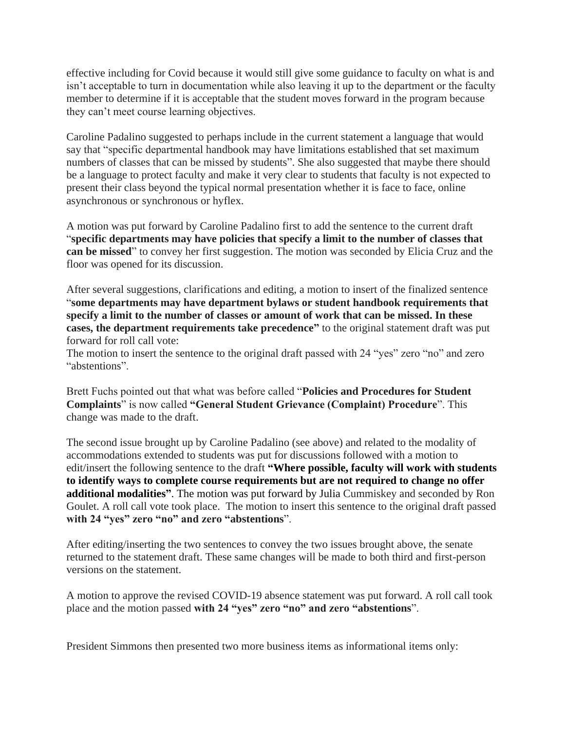effective including for Covid because it would still give some guidance to faculty on what is and isn't acceptable to turn in documentation while also leaving it up to the department or the faculty member to determine if it is acceptable that the student moves forward in the program because they can't meet course learning objectives.

Caroline Padalino suggested to perhaps include in the current statement a language that would say that "specific departmental handbook may have limitations established that set maximum numbers of classes that can be missed by students". She also suggested that maybe there should be a language to protect faculty and make it very clear to students that faculty is not expected to present their class beyond the typical normal presentation whether it is face to face, online asynchronous or synchronous or hyflex.

A motion was put forward by Caroline Padalino first to add the sentence to the current draft "**specific departments may have policies that specify a limit to the number of classes that can be missed**" to convey her first suggestion. The motion was seconded by Elicia Cruz and the floor was opened for its discussion.

After several suggestions, clarifications and editing, a motion to insert of the finalized sentence "**some departments may have department bylaws or student handbook requirements that specify a limit to the number of classes or amount of work that can be missed. In these cases, the department requirements take precedence"** to the original statement draft was put forward for roll call vote:
The motion to insert the sentence to the original draft passed with 24 "yes" zero "no" and zero "abstentions".

Brett Fuchs pointed out that what was before called "**Policies and Procedures for Student Complaints**" is now called **"General Student Grievance (Complaint) Procedure**". This change was made to the draft.

The second issue brought up by Caroline Padalino (see above) and related to the modality of accommodations extended to students was put for discussions followed with a motion to edit/insert the following sentence to the draft **"Where possible, faculty will work with students to identify ways to complete course requirements but are not required to change no offer additional modalities"**. The motion was put forward by Julia Cummiskey and seconded by Ron Goulet. A roll call vote took place. The motion to insert this sentence to the original draft passed **with 24 "yes" zero "no" and zero "abstentions**".

After editing/inserting the two sentences to convey the two issues brought above, the senate returned to the statement draft. These same changes will be made to both third and first-person versions on the statement.

A motion to approve the revised COVID-19 absence statement was put forward. A roll call took place and the motion passed **with 24 "yes" zero "no" and zero "abstentions**".

President Simmons then presented two more business items as informational items only: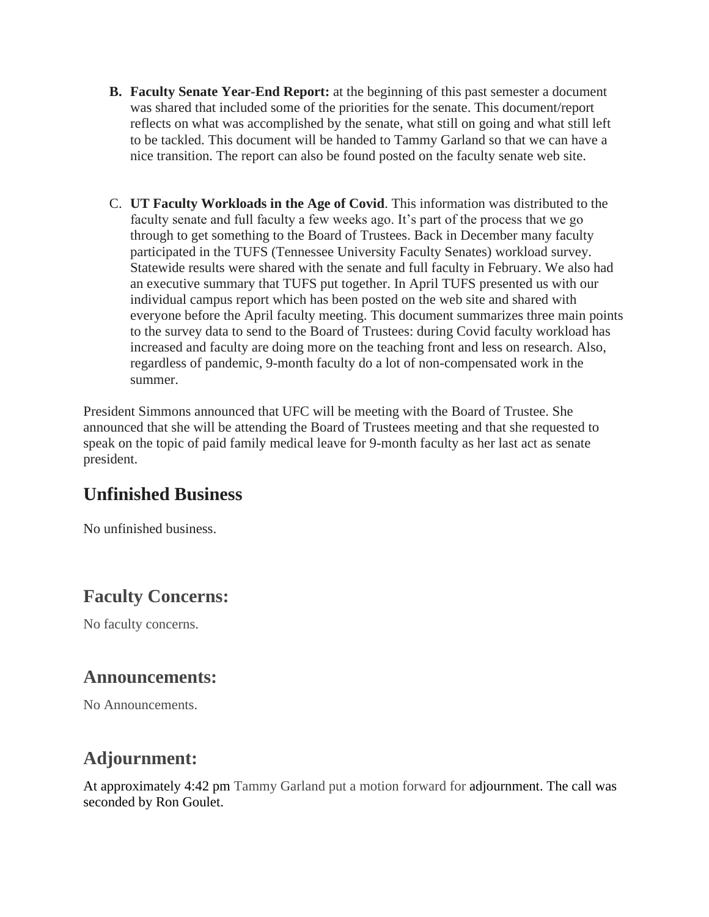B. **Faculty Senate Year-End Report:** at the beginning of this past semester a document was shared that included some of the priorities for the senate. This document/report reflects on what was accomplished by the senate, what still on going and what still left to be tackled. This document will be handed to Tammy Garland so that we can have a nice transition. The report can also be found posted on the faculty senate web site.

C. **UT Faculty Workloads in the Age of Covid**. This information was distributed to the faculty senate and full faculty a few weeks ago. It's part of the process that we go through to get something to the Board of Trustees. Back in December many faculty participated in the TUFS (Tennessee University Faculty Senates) workload survey. Statewide results were shared with the senate and full faculty in February. We also had an executive summary that TUFS put together. In April TUFS presented us with our individual campus report which has been posted on the web site and shared with everyone before the April faculty meeting. This document summarizes three main points to the survey data to send to the Board of Trustees: during Covid faculty workload has increased and faculty are doing more on the teaching front and less on research. Also, regardless of pandemic, 9-month faculty do a lot of non-compensated work in the summer.

President Simmons announced that UFC will be meeting with the Board of Trustee. She announced that she will be attending the Board of Trustees meeting and that she requested to speak on the topic of paid family medical leave for 9-month faculty as her last act as senate president.

## Unfinished Business

No unfinished business.

## Faculty Concerns:

No faculty concerns.

## Announcements:

No Announcements.

## Adjournment:

At approximately 4:42 pm Tammy Garland put a motion forward for adjournment. The call was seconded by Ron Goulet.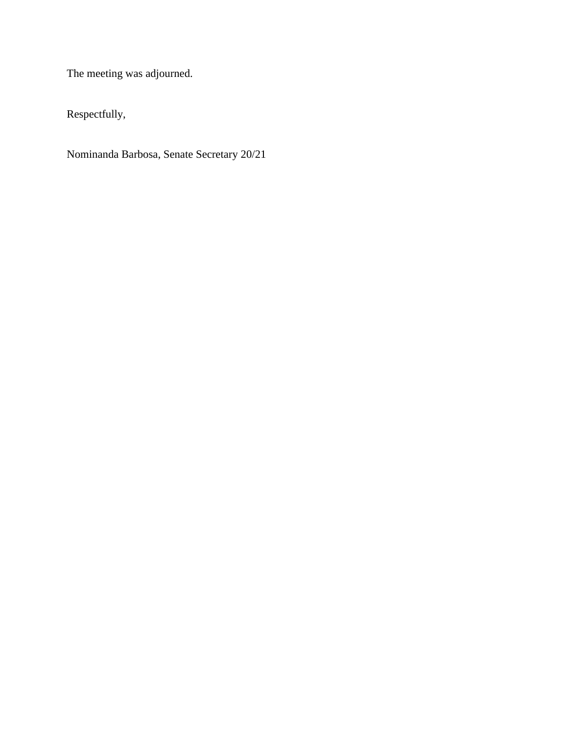The meeting was adjourned.

Respectfully,

Nominanda Barbosa, Senate Secretary 20/21